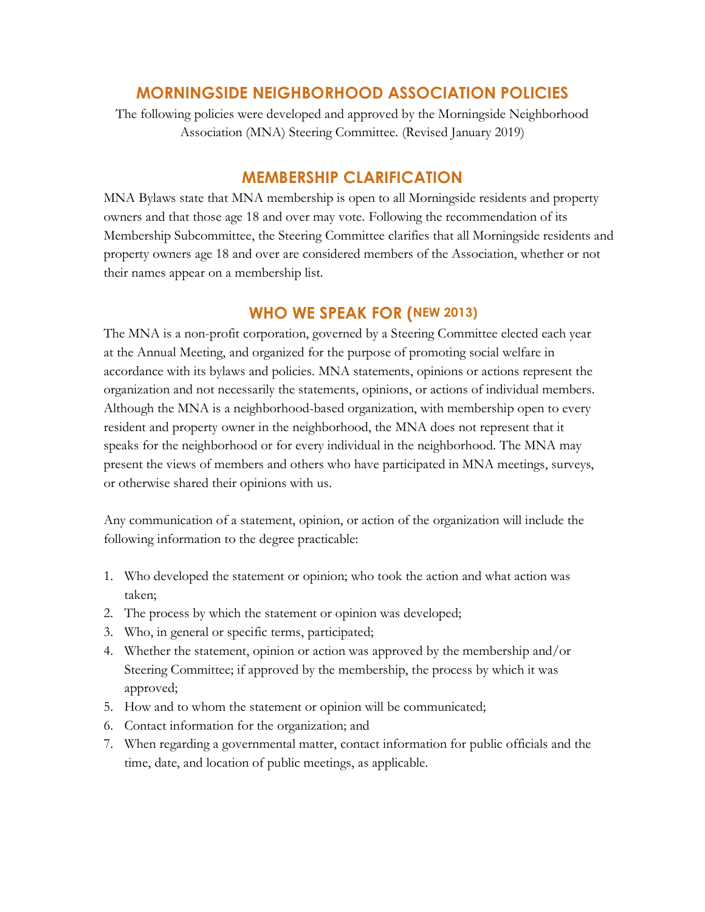# MORNINGSIDE NEIGHBORHOOD ASSOCIATION POLICIES

The following policies were developed and approved by the Morningside Neighborhood Association (MNA) Steering Committee. (Revised January 2019)

## MEMBERSHIP CLARIFICATION

MNA Bylaws state that MNA membership is open to all Morningside residents and property owners and that those age 18 and over may vote. Following the recommendation of its Membership Subcommittee, the Steering Committee clarifies that all Morningside residents and property owners age 18 and over are considered members of the Association, whether or not their names appear on a membership list.

## WHO WE SPEAK FOR (NEW 2013)

The MNA is a non-profit corporation, governed by a Steering Committee elected each year at the Annual Meeting, and organized for the purpose of promoting social welfare in accordance with its bylaws and policies. MNA statements, opinions or actions represent the organization and not necessarily the statements, opinions, or actions of individual members. Although the MNA is a neighborhood-based organization, with membership open to every resident and property owner in the neighborhood, the MNA does not represent that it speaks for the neighborhood or for every individual in the neighborhood. The MNA may present the views of members and others who have participated in MNA meetings, surveys, or otherwise shared their opinions with us.

Any communication of a statement, opinion, or action of the organization will include the following information to the degree practicable:

1. Who developed the statement or opinion; who took the action and what action was taken;
2. The process by which the statement or opinion was developed;
3. Who, in general or specific terms, participated;
4. Whether the statement, opinion or action was approved by the membership and/or Steering Committee; if approved by the membership, the process by which it was approved;
5. How and to whom the statement or opinion will be communicated;
6. Contact information for the organization; and
7. When regarding a governmental matter, contact information for public officials and the time, date, and location of public meetings, as applicable.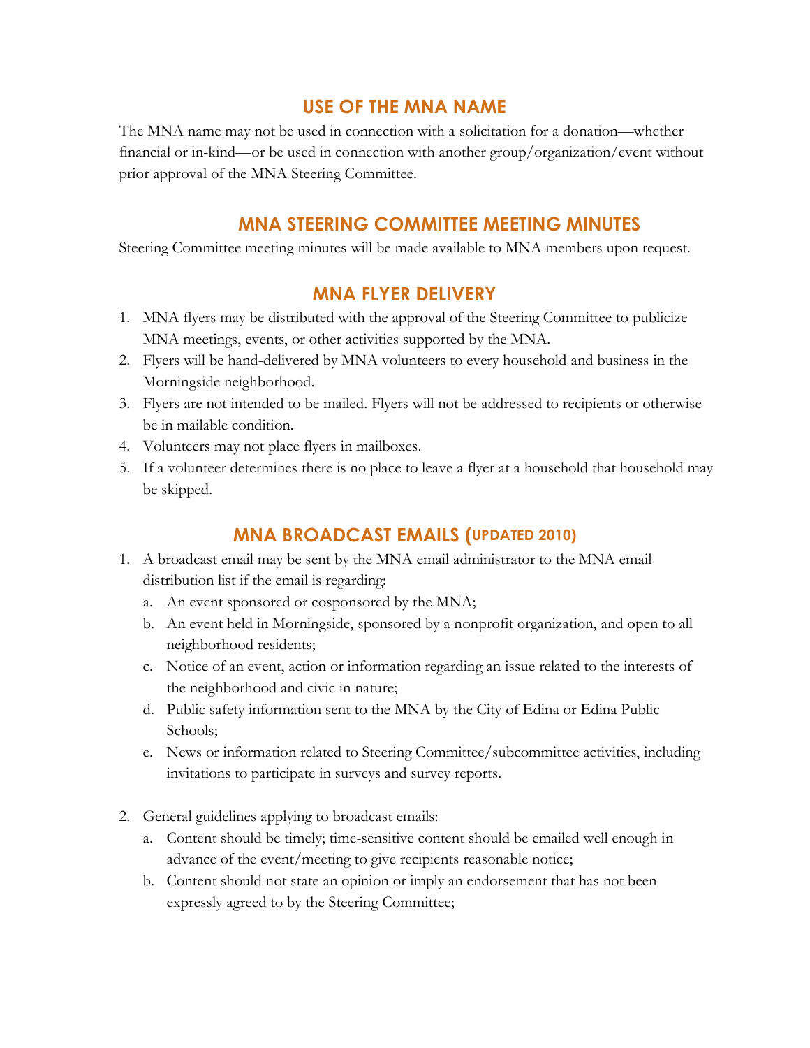## USE OF THE MNA NAME

The MNA name may not be used in connection with a solicitation for a donation—whether financial or in-kind—or be used in connection with another group/organization/event without prior approval of the MNA Steering Committee.

## MNA STEERING COMMITTEE MEETING MINUTES

Steering Committee meeting minutes will be made available to MNA members upon request.

## MNA FLYER DELIVERY

1. MNA flyers may be distributed with the approval of the Steering Committee to publicize MNA meetings, events, or other activities supported by the MNA.
2. Flyers will be hand-delivered by MNA volunteers to every household and business in the Morningside neighborhood.
3. Flyers are not intended to be mailed. Flyers will not be addressed to recipients or otherwise be in mailable condition.
4. Volunteers may not place flyers in mailboxes.
5. If a volunteer determines there is no place to leave a flyer at a household that household may be skipped.

## MNA BROADCAST EMAILS (UPDATED 2010)

1. A broadcast email may be sent by the MNA email administrator to the MNA email distribution list if the email is regarding:
   a. An event sponsored or cosponsored by the MNA;
   b. An event held in Morningside, sponsored by a nonprofit organization, and open to all neighborhood residents;
   c. Notice of an event, action or information regarding an issue related to the interests of the neighborhood and civic in nature;
   d. Public safety information sent to the MNA by the City of Edina or Edina Public Schools;
   e. News or information related to Steering Committee/subcommittee activities, including invitations to participate in surveys and survey reports.

2. General guidelines applying to broadcast emails:
   a. Content should be timely; time-sensitive content should be emailed well enough in advance of the event/meeting to give recipients reasonable notice;
   b. Content should not state an opinion or imply an endorsement that has not been expressly agreed to by the Steering Committee;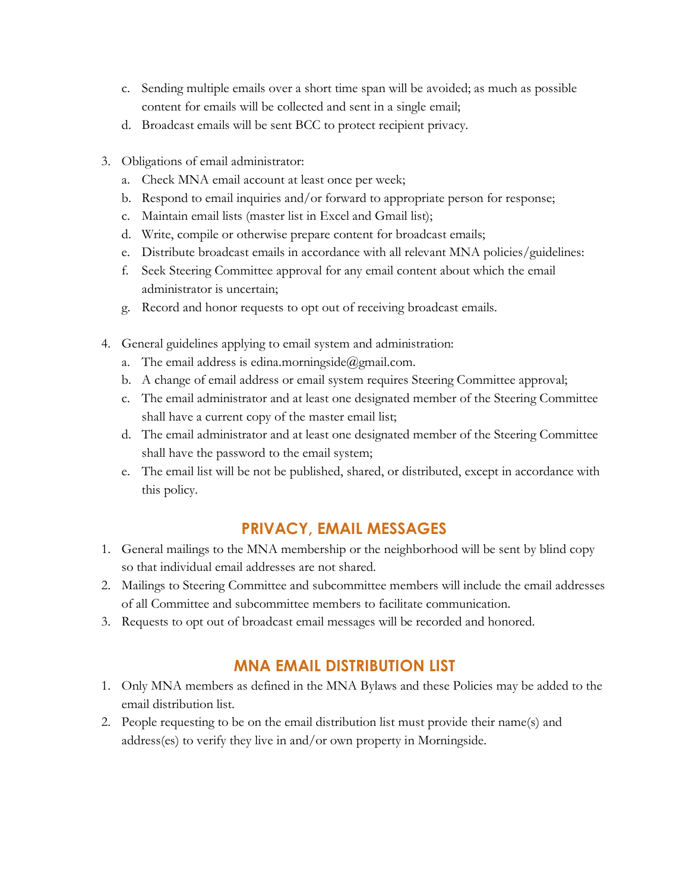c. Sending multiple emails over a short time span will be avoided; as much as possible content for emails will be collected and sent in a single email;
   d. Broadcast emails will be sent BCC to protect recipient privacy.

3. Obligations of email administrator:
   a. Check MNA email account at least once per week;
   b. Respond to email inquiries and/or forward to appropriate person for response;
   c. Maintain email lists (master list in Excel and Gmail list);
   d. Write, compile or otherwise prepare content for broadcast emails;
   e. Distribute broadcast emails in accordance with all relevant MNA policies/guidelines:
   f. Seek Steering Committee approval for any email content about which the email administrator is uncertain;
   g. Record and honor requests to opt out of receiving broadcast emails.

4. General guidelines applying to email system and administration:
   a. The email address is edina.morningside@gmail.com.
   b. A change of email address or email system requires Steering Committee approval;
   c. The email administrator and at least one designated member of the Steering Committee shall have a current copy of the master email list;
   d. The email administrator and at least one designated member of the Steering Committee shall have the password to the email system;
   e. The email list will be not be published, shared, or distributed, except in accordance with this policy.

## PRIVACY, EMAIL MESSAGES

1. General mailings to the MNA membership or the neighborhood will be sent by blind copy so that individual email addresses are not shared.
2. Mailings to Steering Committee and subcommittee members will include the email addresses of all Committee and subcommittee members to facilitate communication.
3. Requests to opt out of broadcast email messages will be recorded and honored.

## MNA EMAIL DISTRIBUTION LIST

1. Only MNA members as defined in the MNA Bylaws and these Policies may be added to the email distribution list.
2. People requesting to be on the email distribution list must provide their name(s) and address(es) to verify they live in and/or own property in Morningside.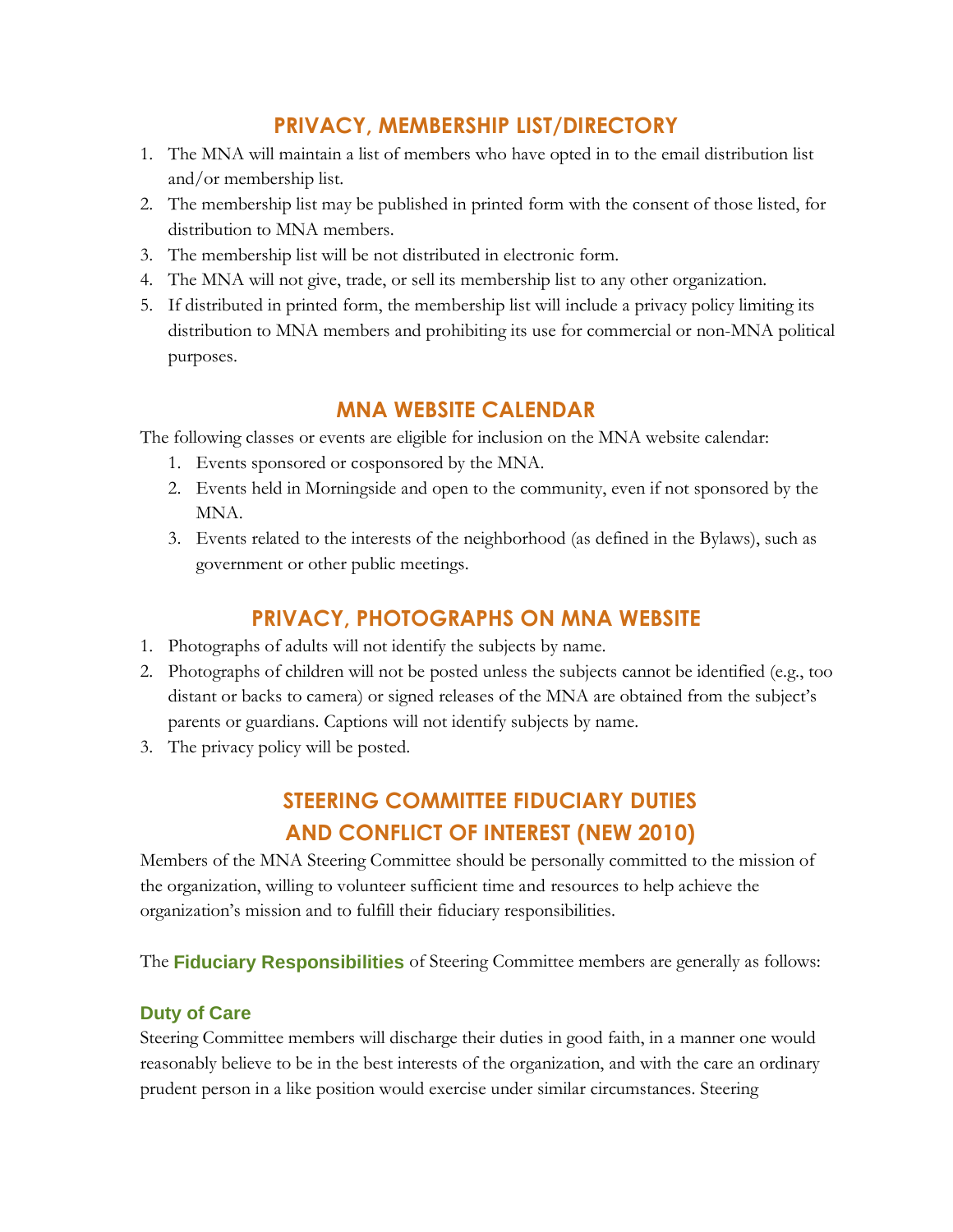## PRIVACY, MEMBERSHIP LIST/DIRECTORY

1. The MNA will maintain a list of members who have opted in to the email distribution list and/or membership list.
2. The membership list may be published in printed form with the consent of those listed, for distribution to MNA members.
3. The membership list will be not distributed in electronic form.
4. The MNA will not give, trade, or sell its membership list to any other organization.
5. If distributed in printed form, the membership list will include a privacy policy limiting its distribution to MNA members and prohibiting its use for commercial or non-MNA political purposes.

## MNA WEBSITE CALENDAR

The following classes or events are eligible for inclusion on the MNA website calendar:

1. Events sponsored or cosponsored by the MNA.
2. Events held in Morningside and open to the community, even if not sponsored by the MNA.
3. Events related to the interests of the neighborhood (as defined in the Bylaws), such as government or other public meetings.

## PRIVACY, PHOTOGRAPHS ON MNA WEBSITE

1. Photographs of adults will not identify the subjects by name.
2. Photographs of children will not be posted unless the subjects cannot be identified (e.g., too distant or backs to camera) or signed releases of the MNA are obtained from the subject's parents or guardians. Captions will not identify subjects by name.
3. The privacy policy will be posted.

## STEERING COMMITTEE FIDUCIARY DUTIES AND CONFLICT OF INTEREST (NEW 2010)

Members of the MNA Steering Committee should be personally committed to the mission of the organization, willing to volunteer sufficient time and resources to help achieve the organization's mission and to fulfill their fiduciary responsibilities.

The **Fiduciary Responsibilities** of Steering Committee members are generally as follows:

### Duty of Care

Steering Committee members will discharge their duties in good faith, in a manner one would reasonably believe to be in the best interests of the organization, and with the care an ordinary prudent person in a like position would exercise under similar circumstances. Steering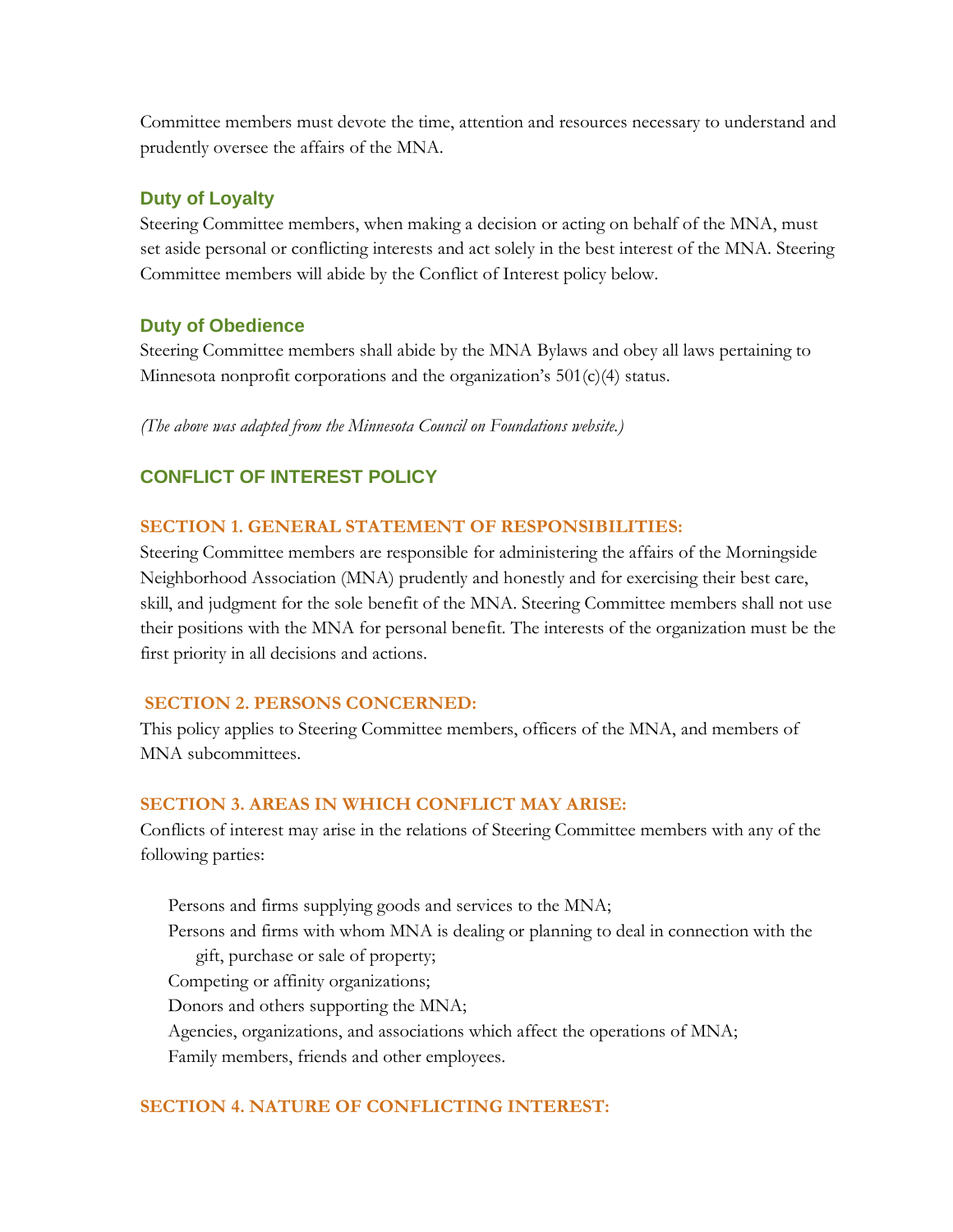Committee members must devote the time, attention and resources necessary to understand and prudently oversee the affairs of the MNA.

### Duty of Loyalty

Steering Committee members, when making a decision or acting on behalf of the MNA, must set aside personal or conflicting interests and act solely in the best interest of the MNA. Steering Committee members will abide by the Conflict of Interest policy below.

### Duty of Obedience

Steering Committee members shall abide by the MNA Bylaws and obey all laws pertaining to Minnesota nonprofit corporations and the organization's 501(c)(4) status.

*(The above was adapted from the Minnesota Council on Foundations website.)*

## CONFLICT OF INTEREST POLICY

### SECTION 1. GENERAL STATEMENT OF RESPONSIBILITIES:

Steering Committee members are responsible for administering the affairs of the Morningside Neighborhood Association (MNA) prudently and honestly and for exercising their best care, skill, and judgment for the sole benefit of the MNA. Steering Committee members shall not use their positions with the MNA for personal benefit. The interests of the organization must be the first priority in all decisions and actions.

### SECTION 2. PERSONS CONCERNED:

This policy applies to Steering Committee members, officers of the MNA, and members of MNA subcommittees.

### SECTION 3. AREAS IN WHICH CONFLICT MAY ARISE:

Conflicts of interest may arise in the relations of Steering Committee members with any of the following parties:

- Persons and firms supplying goods and services to the MNA;
- Persons and firms with whom MNA is dealing or planning to deal in connection with the gift, purchase or sale of property;
- Competing or affinity organizations;
- Donors and others supporting the MNA;
- Agencies, organizations, and associations which affect the operations of MNA;
- Family members, friends and other employees.

### SECTION 4. NATURE OF CONFLICTING INTEREST: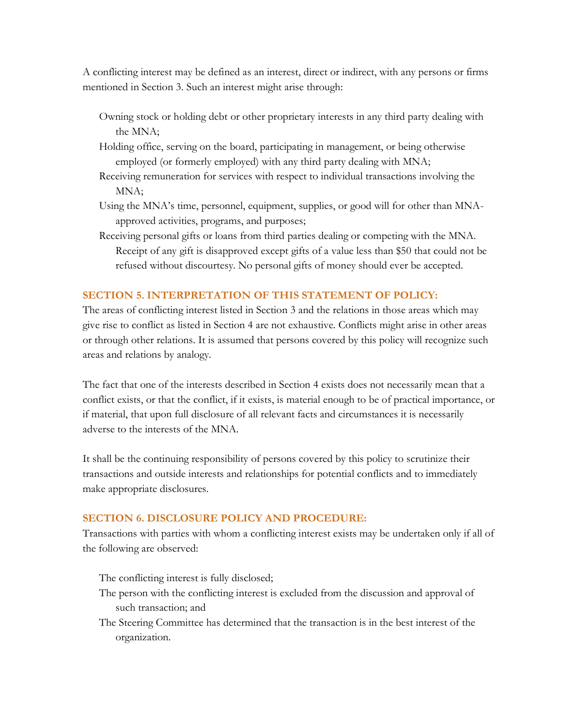A conflicting interest may be defined as an interest, direct or indirect, with any persons or firms mentioned in Section 3. Such an interest might arise through:

- Owning stock or holding debt or other proprietary interests in any third party dealing with the MNA;
- Holding office, serving on the board, participating in management, or being otherwise employed (or formerly employed) with any third party dealing with MNA;
- Receiving remuneration for services with respect to individual transactions involving the MNA;
- Using the MNA's time, personnel, equipment, supplies, or good will for other than MNA-approved activities, programs, and purposes;
- Receiving personal gifts or loans from third parties dealing or competing with the MNA. Receipt of any gift is disapproved except gifts of a value less than $50 that could not be refused without discourtesy. No personal gifts of money should ever be accepted.

## SECTION 5. INTERPRETATION OF THIS STATEMENT OF POLICY:

The areas of conflicting interest listed in Section 3 and the relations in those areas which may give rise to conflict as listed in Section 4 are not exhaustive. Conflicts might arise in other areas or through other relations. It is assumed that persons covered by this policy will recognize such areas and relations by analogy.

The fact that one of the interests described in Section 4 exists does not necessarily mean that a conflict exists, or that the conflict, if it exists, is material enough to be of practical importance, or if material, that upon full disclosure of all relevant facts and circumstances it is necessarily adverse to the interests of the MNA.

It shall be the continuing responsibility of persons covered by this policy to scrutinize their transactions and outside interests and relationships for potential conflicts and to immediately make appropriate disclosures.

## SECTION 6. DISCLOSURE POLICY AND PROCEDURE:

Transactions with parties with whom a conflicting interest exists may be undertaken only if all of the following are observed:

- The conflicting interest is fully disclosed;
- The person with the conflicting interest is excluded from the discussion and approval of such transaction; and
- The Steering Committee has determined that the transaction is in the best interest of the organization.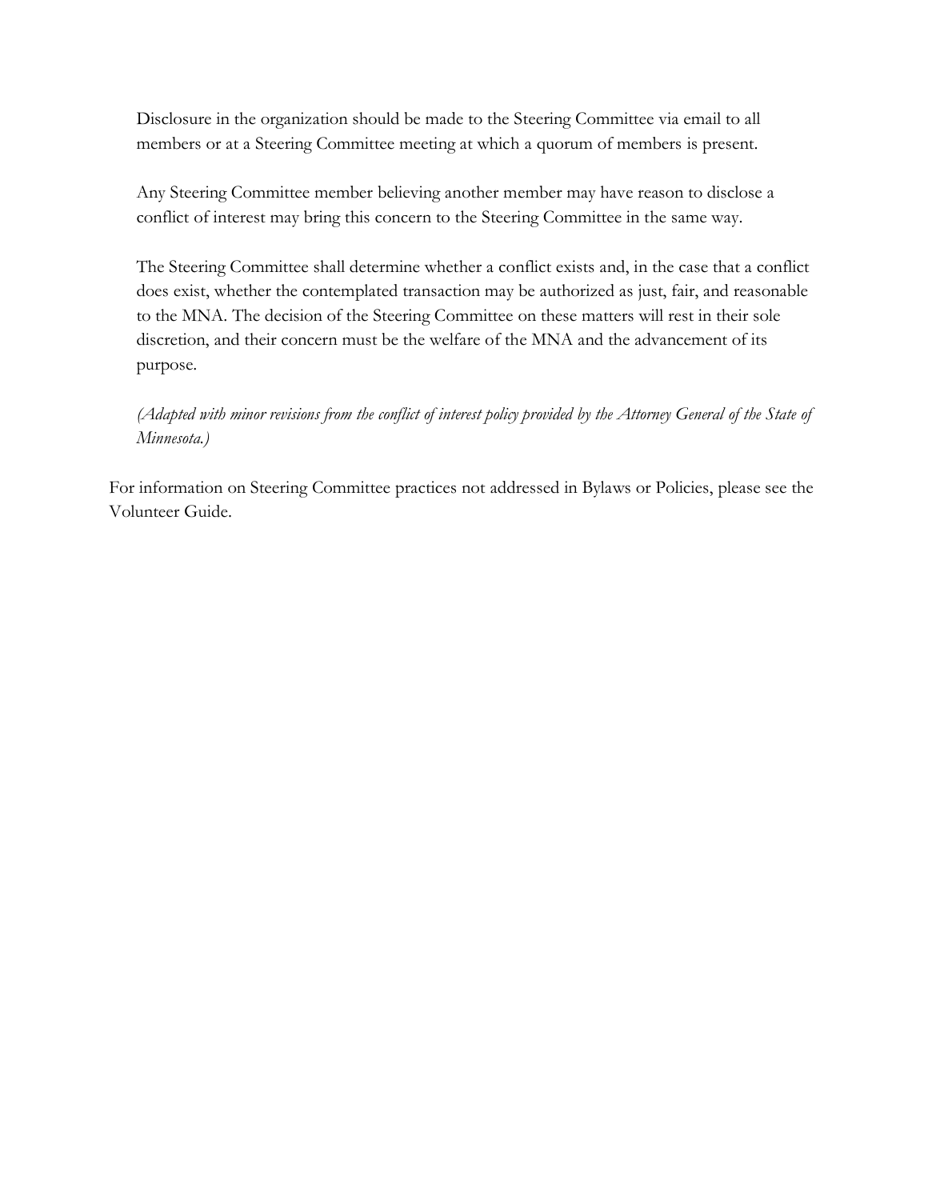Disclosure in the organization should be made to the Steering Committee via email to all members or at a Steering Committee meeting at which a quorum of members is present.

Any Steering Committee member believing another member may have reason to disclose a conflict of interest may bring this concern to the Steering Committee in the same way.

The Steering Committee shall determine whether a conflict exists and, in the case that a conflict does exist, whether the contemplated transaction may be authorized as just, fair, and reasonable to the MNA. The decision of the Steering Committee on these matters will rest in their sole discretion, and their concern must be the welfare of the MNA and the advancement of its purpose.

*(Adapted with minor revisions from the conflict of interest policy provided by the Attorney General of the State of Minnesota.)*

For information on Steering Committee practices not addressed in Bylaws or Policies, please see the Volunteer Guide.